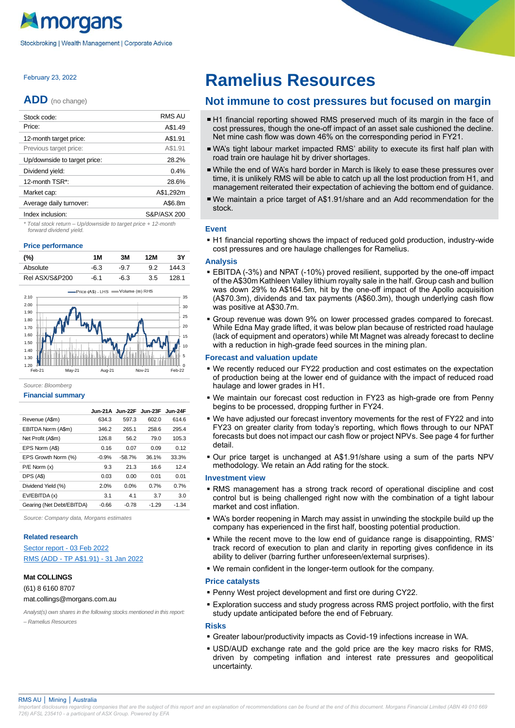morgans

Stockbroking | Wealth Management | Corporate Advice

February 23, 2022

# Ramelius Resources

## Not immune to cost pressures but focused on margin

## ADD (no change)

| | |
|---|---|
| Stock code: | RMS AU |
| Price: | A$1.49 |
| 12-month target price: | A$1.91 |
| Previous target price: | A$1.91 |
| Up/downside to target price: | 28.2% |
| Dividend yield: | 0.4% |
| 12-month TSR*: | 28.6% |
| Market cap: | A$1,292m |
| Average daily turnover: | A$6.8m |
| Index inclusion: | S&P/ASX 200 |

*\* Total stock return – Up/downside to target price + 12-month forward dividend yield.*

### Price performance

| (%) | 1M | 3M | 12M | 3Y |
|---|---|---|---|---|
| Absolute | -6.3 | -9.7 | 9.2 | 144.3 |
| Rel ASX/S&P200 | -6.1 | -6.3 | 3.5 | 128.1 |

Price (A$) - LHS   Volume (m) RHS

2.10 2.00 1.90 1.80 1.70 1.60 1.50 1.40 1.30 1.20

35 30 25 20 15 10 5 0

Feb-21 May-21 Aug-21 Nov-21 Feb-22

*Source: Bloomberg*

### Financial summary

| | Jun-21A | Jun-22F | Jun-23F | Jun-24F |
|---|---|---|---|---|
| Revenue (A$m) | 634.3 | 597.3 | 602.0 | 614.6 |
| EBITDA Norm (A$m) | 346.2 | 265.1 | 258.6 | 295.4 |
| Net Profit (A$m) | 126.8 | 56.2 | 79.0 | 105.3 |
| EPS Norm (A$) | 0.16 | 0.07 | 0.09 | 0.12 |
| EPS Growth Norm (%) | -0.9% | -58.7% | 36.1% | 33.3% |
| P/E Norm (x) | 9.3 | 21.3 | 16.6 | 12.4 |
| DPS (A$) | 0.03 | 0.00 | 0.01 | 0.01 |
| Dividend Yield (%) | 2.0% | 0.0% | 0.7% | 0.7% |
| EV/EBITDA (x) | 3.1 | 4.1 | 3.7 | 3.0 |
| Gearing (Net Debt/EBITDA) | -0.66 | -0.78 | -1.29 | -1.34 |

*Source: Company data, Morgans estimates*

### Related research

[Sector report - 03 Feb 2022]

[RMS (ADD - TP A$1.91) - 31 Jan 2022]

**Mat COLLINGS**

(61) 8 6160 8707

mat.collings@morgans.com.au

*Analyst(s) own shares in the following stocks mentioned in this report:*
*– Ramelius Resources*

- H1 financial reporting showed RMS preserved much of its margin in the face of cost pressures, though the one-off impact of an asset sale cushioned the decline. Net mine cash flow was down 46% on the corresponding period in FY21.
- WA's tight labour market impacted RMS' ability to execute its first half plan with road train ore haulage hit by driver shortages.
- While the end of WA's hard border in March is likely to ease these pressures over time, it is unlikely RMS will be able to catch up all the lost production from H1, and management reiterated their expectation of achieving the bottom end of guidance.
- We maintain a price target of A$1.91/share and an Add recommendation for the stock.

### Event

- H1 financial reporting shows the impact of reduced gold production, industry-wide cost pressures and ore haulage challenges for Ramelius.

### Analysis

- EBITDA (-3%) and NPAT (-10%) proved resilient, supported by the one-off impact of the A$30m Kathleen Valley lithium royalty sale in the half. Group cash and bullion was down 29% to A$164.5m, hit by the one-off impact of the Apollo acquisition (A$70.3m), dividends and tax payments (A$60.3m), though underlying cash flow was positive at A$30.7m.
- Group revenue was down 9% on lower processed grades compared to forecast. While Edna May grade lifted, it was below plan because of restricted road haulage (lack of equipment and operators) while Mt Magnet was already forecast to decline with a reduction in high-grade feed sources in the mining plan.

### Forecast and valuation update

- We recently reduced our FY22 production and cost estimates on the expectation of production being at the lower end of guidance with the impact of reduced road haulage and lower grades in H1.
- We maintain our forecast cost reduction in FY23 as high-grade ore from Penny begins to be processed, dropping further in FY24.
- We have adjusted our forecast inventory movements for the rest of FY22 and into FY23 on greater clarity from today's reporting, which flows through to our NPAT forecasts but does not impact our cash flow or project NPVs. See page 4 for further detail.
- Our price target is unchanged at A$1.91/share using a sum of the parts NPV methodology. We retain an Add rating for the stock.

### Investment view

- RMS management has a strong track record of operational discipline and cost control but is being challenged right now with the combination of a tight labour market and cost inflation.
- WA's border reopening in March may assist in unwinding the stockpile build up the company has experienced in the first half, boosting potential production.
- While the recent move to the low end of guidance range is disappointing, RMS' track record of execution to plan and clarity in reporting gives confidence in its ability to deliver (barring further unforeseen/external surprises).
- We remain confident in the longer-term outlook for the company.

### Price catalysts

- Penny West project development and first ore during CY22.
- Exploration success and study progress across RMS project portfolio, with the first study update anticipated before the end of February.

### Risks

- Greater labour/productivity impacts as Covid-19 infections increase in WA.
- USD/AUD exchange rate and the gold price are the key macro risks for RMS, driven by competing inflation and interest rate pressures and geopolitical uncertainty.

RMS AU | Mining | Australia

*Important disclosures regarding companies that are the subject of this report and an explanation of recommendations can be found at the end of this document. Morgans Financial Limited (ABN 49 010 669 726) AFSL 235410 - a participant of ASX Group. Powered by EFA*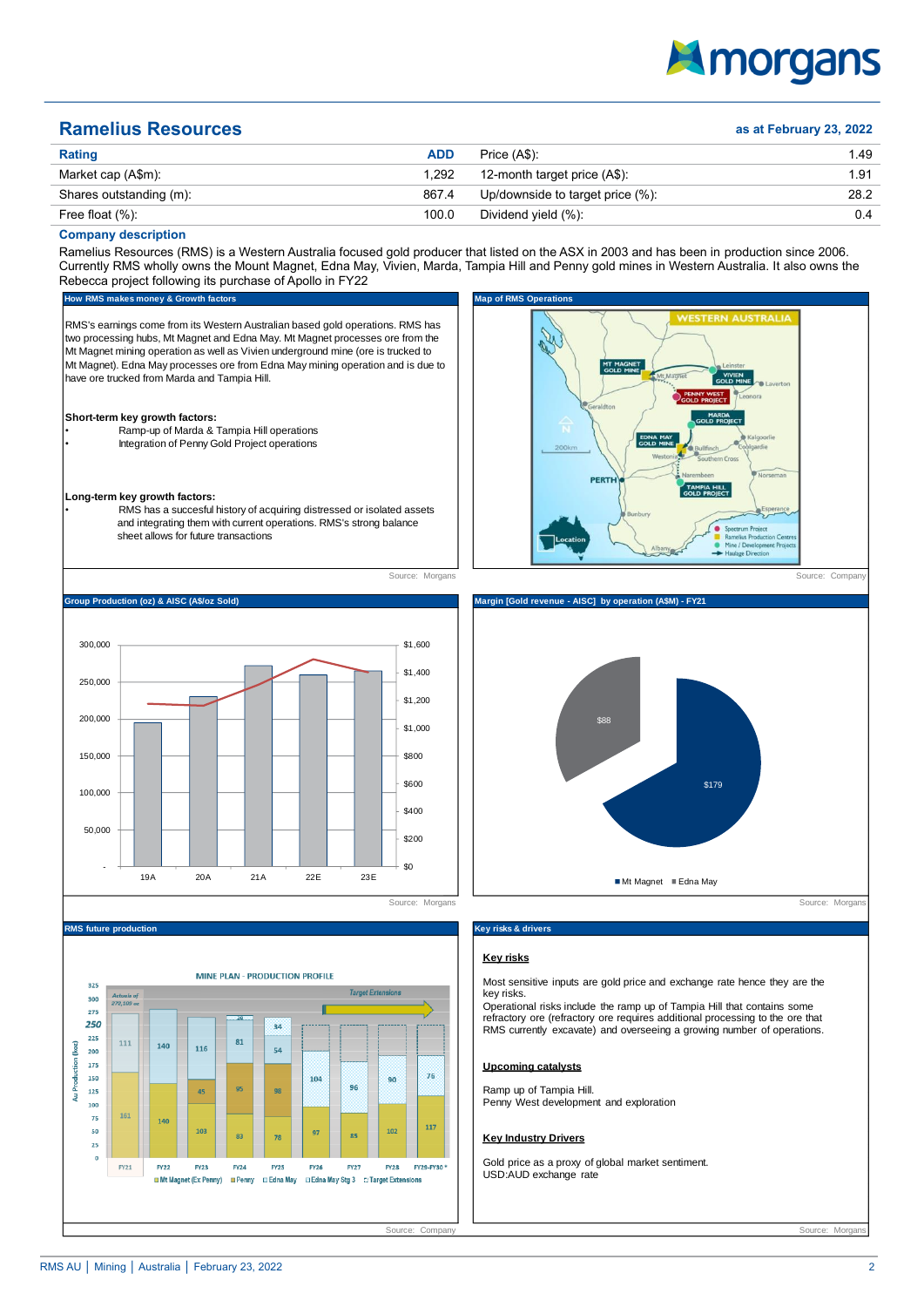# Ramelius Resources

as at February 23, 2022

| | | | |
|---|---|---|---|
| **Rating** | **ADD** | Price (A$): | 1.49 |
| Market cap (A$m): | 1,292 | 12-month target price (A$): | 1.91 |
| Shares outstanding (m): | 867.4 | Up/downside to target price (%): | 28.2 |
| Free float (%): | 100.0 | Dividend yield (%): | 0.4 |

## Company description

Ramelius Resources (RMS) is a Western Australia focused gold producer that listed on the ASX in 2003 and has been in production since 2006. Currently RMS wholly owns the Mount Magnet, Edna May, Vivien, Marda, Tampia Hill and Penny gold mines in Western Australia. It also owns the Rebecca project following its purchase of Apollo in FY22

### How RMS makes money & Growth factors

RMS's earnings come from its Western Australian based gold operations. RMS has two processing hubs, Mt Magnet and Edna May. Mt Magnet processes ore from the Mt Magnet mining operation as well as Vivien underground mine (ore is trucked to Mt Magnet). Edna May processes ore from Edna May mining operation and is due to have ore trucked from Marda and Tampia Hill.

**Short-term key growth factors:**

- Ramp-up of Marda & Tampia Hill operations
- Integration of Penny Gold Project operations

**Long-term key growth factors:**

- RMS has a succesful history of acquiring distressed or isolated assets and integrating them with current operations. RMS's strong balance sheet allows for future transactions

Source: Morgans

### Map of RMS Operations

WESTERN AUSTRALIA

MT MAGNET GOLD MINE
Mt Magnet
Leinster
VIVIEN GOLD MINE
Laverton
PENNY WEST GOLD PROJECT
Leonora
Geraldton
MARDA GOLD PROJECT
N
EDNA MAY GOLD MINE
Kalgoorlie
Coolgardie
200km
Westonia
Bullfinch
Southern Cross
PERTH
Narembeen
Norseman
TAMPIA HILL GOLD PROJECT
Esperance
Bunbury
Location
Albany
Spectrum Project
Ramelius Production Centres
Mine / Development Projects
Haulage Direction

Source: Company

### Group Production (oz) & AISC (A$/oz Sold)

300,000
250,000
200,000
150,000
100,000
50,000
-
$1,600
$1,400
$1,200
$1,000
$800
$600
$400
$200
$0
19A
20A
21A
22E
23E

Source: Morgans

### Margin [Gold revenue - AISC] by operation (A$M) - FY21

$88
$179
Mt Magnet
Edna May

Source: Morgans

### RMS future production

MINE PLAN - PRODUCTION PROFILE

325
300
275
250
225
200
175
150
125
100
75
50
25
0
Au Production (koz)
Actuals of 270,100 oz
Target Extensions
111
161
140
140
116
45
103
34
81
95
83
34
54
98
78
104
97
96
85
90
102
76
117
FY21
FY22
FY23
FY24
FY25
FY26
FY27
FY28
FY29-FY30 *
Mt Magnet (Ex Penny)
Penny
Edna May
Edna May Stg 3
Target Extensions

Source: Company

### Key risks & drivers

**Key risks**

Most sensitive inputs are gold price and exchange rate hence they are the key risks.
Operational risks include the ramp up of Tampia Hill that contains some refractory ore (refractory ore requires additional processing to the ore that RMS currently excavate) and overseeing a growing number of operations.

**Upcoming catalysts**

Ramp up of Tampia Hill.
Penny West development and exploration

**Key Industry Drivers**

Gold price as a proxy of global market sentiment.
USD:AUD exchange rate

Source: Morgans

RMS AU | Mining | Australia | February 23, 2022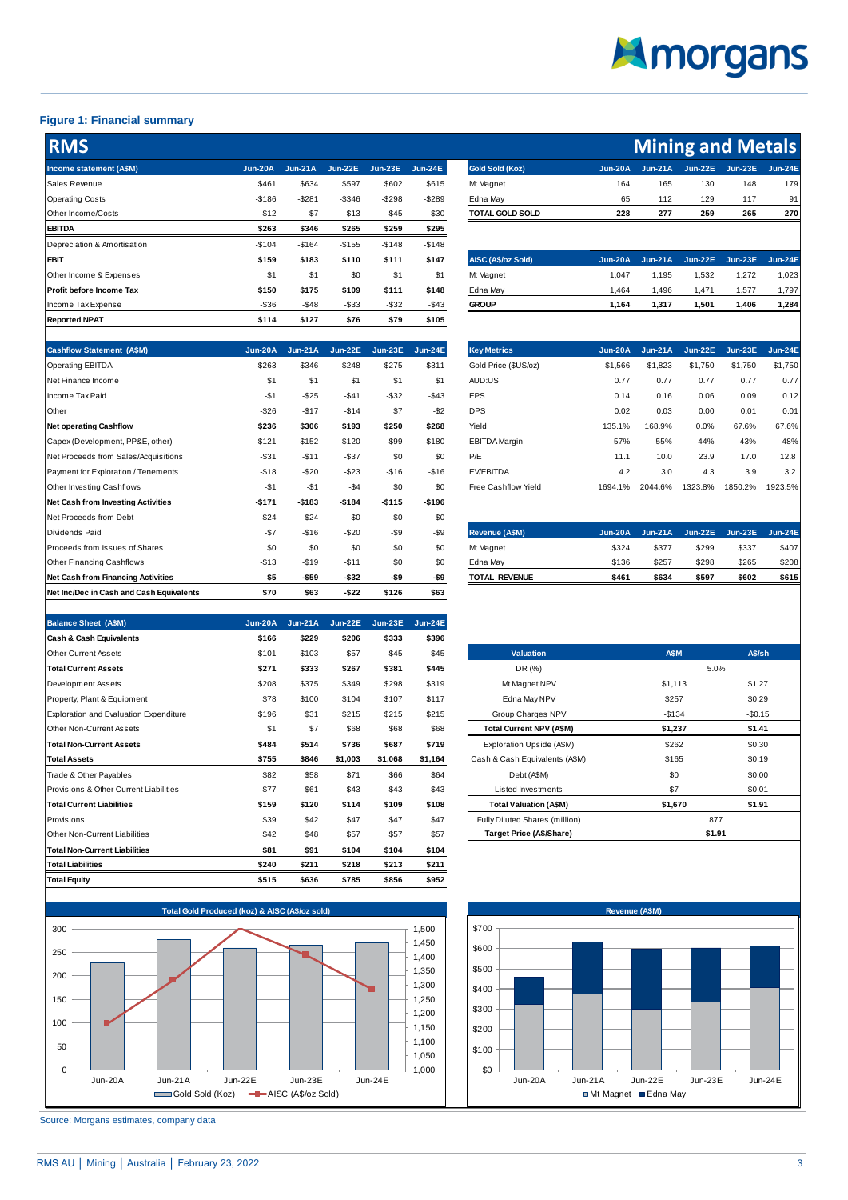**Figure 1: Financial summary**

## RMS

## Mining and Metals

| Income statement (A$M) | Jun-20A | Jun-21A | Jun-22E | Jun-23E | Jun-24E |
|---|---|---|---|---|---|
| Sales Revenue | $461 | $634 | $597 | $602 | $615 |
| Operating Costs | -$186 | -$281 | -$346 | -$298 | -$289 |
| Other Income/Costs | -$12 | -$7 | $13 | -$45 | -$30 |
| **EBITDA** | **$263** | **$346** | **$265** | **$259** | **$295** |
| Depreciation & Amortisation | -$104 | -$164 | -$155 | -$148 | -$148 |
| **EBIT** | **$159** | **$183** | **$110** | **$111** | **$147** |
| Other Income & Expenses | $1 | $1 | $0 | $1 | $1 |
| **Profit before Income Tax** | **$150** | **$175** | **$109** | **$111** | **$148** |
| Income Tax Expense | -$36 | -$48 | -$33 | -$32 | -$43 |
| **Reported NPAT** | **$114** | **$127** | **$76** | **$79** | **$105** |

| Gold Sold (Koz) | Jun-20A | Jun-21A | Jun-22E | Jun-23E | Jun-24E |
|---|---|---|---|---|---|
| Mt Magnet | 164 | 165 | 130 | 148 | 179 |
| Edna May | 65 | 112 | 129 | 117 | 91 |
| **TOTAL GOLD SOLD** | **228** | **277** | **259** | **265** | **270** |

| AISC (A$/oz Sold) | Jun-20A | Jun-21A | Jun-22E | Jun-23E | Jun-24E |
|---|---|---|---|---|---|
| Mt Magnet | 1,047 | 1,195 | 1,532 | 1,272 | 1,023 |
| Edna May | 1,464 | 1,496 | 1,471 | 1,577 | 1,797 |
| **GROUP** | **1,164** | **1,317** | **1,501** | **1,406** | **1,284** |

| Cashflow Statement (A$M) | Jun-20A | Jun-21A | Jun-22E | Jun-23E | Jun-24E |
|---|---|---|---|---|---|
| Operating EBITDA | $263 | $346 | $248 | $275 | $311 |
| Net Finance Income | $1 | $1 | $1 | $1 | $1 |
| Income Tax Paid | -$1 | -$25 | -$41 | -$32 | -$43 |
| Other | -$26 | -$17 | -$14 | $7 | -$2 |
| **Net operating Cashflow** | **$236** | **$306** | **$193** | **$250** | **$268** |
| Capex (Development, PP&E, other) | -$121 | -$152 | -$120 | -$99 | -$180 |
| Net Proceeds from Sales/Acquisitions | -$31 | -$11 | -$37 | $0 | $0 |
| Payment for Exploration / Tenements | -$18 | -$20 | -$23 | -$16 | -$16 |
| Other Investing Cashflows | -$1 | -$1 | -$4 | $0 | $0 |
| **Net Cash from Investing Activities** | **-$171** | **-$183** | **-$184** | **-$115** | **-$196** |
| Net Proceeds from Debt | $24 | -$24 | $0 | $0 | $0 |
| Dividends Paid | -$7 | -$16 | -$20 | -$9 | -$9 |
| Proceeds from Issues of Shares | $0 | $0 | $0 | $0 | $0 |
| Other Financing Cashflows | -$13 | -$19 | -$11 | $0 | $0 |
| **Net Cash from Financing Activities** | **$5** | **-$59** | **-$32** | **-$9** | **-$9** |
| **Net Inc/Dec in Cash and Cash Equivalents** | **$70** | **$63** | **-$22** | **$126** | **$63** |

| Key Metrics | Jun-20A | Jun-21A | Jun-22E | Jun-23E | Jun-24E |
|---|---|---|---|---|---|
| Gold Price ($US/oz) | $1,566 | $1,823 | $1,750 | $1,750 | $1,750 |
| AUD:US | 0.77 | 0.77 | 0.77 | 0.77 | 0.77 |
| EPS | 0.14 | 0.16 | 0.06 | 0.09 | 0.12 |
| DPS | 0.02 | 0.03 | 0.00 | 0.01 | 0.01 |
| Yield | 135.1% | 168.9% | 0.0% | 67.6% | 67.6% |
| EBITDA Margin | 57% | 55% | 44% | 43% | 48% |
| P/E | 11.1 | 10.0 | 23.9 | 17.0 | 12.8 |
| EV/EBITDA | 4.2 | 3.0 | 4.3 | 3.9 | 3.2 |
| Free Cashflow Yield | 1694.1% | 2044.6% | 1323.8% | 1850.2% | 1923.5% |

| Revenue (A$M) | Jun-20A | Jun-21A | Jun-22E | Jun-23E | Jun-24E |
|---|---|---|---|---|---|
| Mt Magnet | $324 | $377 | $299 | $337 | $407 |
| Edna May | $136 | $257 | $298 | $265 | $208 |
| **TOTAL REVENUE** | **$461** | **$634** | **$597** | **$602** | **$615** |

| Balance Sheet (A$M) | Jun-20A | Jun-21A | Jun-22E | Jun-23E | Jun-24E |
|---|---|---|---|---|---|
| **Cash & Cash Equivalents** | **$166** | **$229** | **$206** | **$333** | **$396** |
| Other Current Assets | $101 | $103 | $57 | $45 | $45 |
| **Total Current Assets** | **$271** | **$333** | **$267** | **$381** | **$445** |
| Development Assets | $208 | $375 | $349 | $298 | $319 |
| Property, Plant & Equipment | $78 | $100 | $104 | $107 | $117 |
| Exploration and Evaluation Expenditure | $196 | $31 | $215 | $215 | $215 |
| Other Non-Current Assets | $1 | $7 | $68 | $68 | $68 |
| **Total Non-Current Assets** | **$484** | **$514** | **$736** | **$687** | **$719** |
| **Total Assets** | **$755** | **$846** | **$1,003** | **$1,068** | **$1,164** |
| Trade & Other Payables | $82 | $58 | $71 | $66 | $64 |
| Provisions & Other Current Liabilities | $77 | $61 | $43 | $43 | $43 |
| **Total Current Liabilities** | **$159** | **$120** | **$114** | **$109** | **$108** |
| Provisions | $39 | $42 | $47 | $47 | $47 |
| Other Non-Current Liabilities | $42 | $48 | $57 | $57 | $57 |
| **Total Non-Current Liabilities** | **$81** | **$91** | **$104** | **$104** | **$104** |
| **Total Liabilities** | **$240** | **$211** | **$218** | **$213** | **$211** |
| **Total Equity** | **$515** | **$636** | **$785** | **$856** | **$952** |

| Valuation | A$M | A$/sh |
|---|---|---|
| DR (%) | 5.0% | |
| Mt Magnet NPV | $1,113 | $1.27 |
| Edna May NPV | $257 | $0.29 |
| Group Charges NPV | -$134 | -$0.15 |
| **Total Current NPV (A$M)** | **$1,237** | **$1.41** |
| Exploration Upside (A$M) | $262 | $0.30 |
| Cash & Cash Equivalents (A$M) | $165 | $0.19 |
| Debt (A$M) | $0 | $0.00 |
| Listed Investments | $7 | $0.01 |
| **Total Valuation (A$M)** | **$1,670** | **$1.91** |
| Fully Diluted Shares (million) | 877 | |
| **Target Price (A$/Share)** | **$1.91** | |

Total Gold Produced (koz) & AISC (A$/oz sold)

0
50
100
150
200
250
300

1,000
1,050
1,100
1,150
1,200
1,250
1,300
1,350
1,400
1,450
1,500

Jun-20A
Jun-21A
Jun-22E
Jun-23E
Jun-24E

Gold Sold (Koz)
AISC (A$/oz Sold)

Revenue (A$M)

$0
$100
$200
$300
$400
$500
$600
$700

Jun-20A
Jun-21A
Jun-22E
Jun-23E
Jun-24E

Mt Magnet
Edna May

Source: Morgans estimates, company data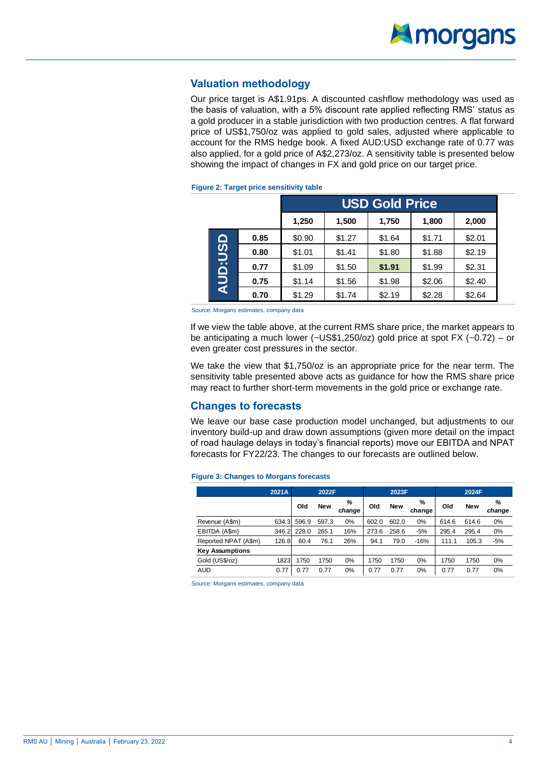## Valuation methodology

Our price target is A$1.91ps. A discounted cashflow methodology was used as the basis of valuation, with a 5% discount rate applied reflecting RMS' status as a gold producer in a stable jurisdiction with two production centres. A flat forward price of US$1,750/oz was applied to gold sales, adjusted where applicable to account for the RMS hedge book. A fixed AUD:USD exchange rate of 0.77 was also applied, for a gold price of A$2,273/oz. A sensitivity table is presented below showing the impact of changes in FX and gold price on our target price.

**Figure 2: Target price sensitivity table**

| | | USD Gold Price | | | | |
|---|---|---|---|---|---|---|
| | | **1,250** | **1,500** | **1,750** | **1,800** | **2,000** |
| AUD:USD | **0.85** | $0.90 | $1.27 | $1.64 | $1.71 | $2.01 |
| | **0.80** | $1.01 | $1.41 | $1.80 | $1.88 | $2.19 |
| | **0.77** | $1.09 | $1.50 | **$1.91** | $1.99 | $2.31 |
| | **0.75** | $1.14 | $1.56 | $1.98 | $2.06 | $2.40 |
| | **0.70** | $1.29 | $1.74 | $2.19 | $2.28 | $2.64 |

Source: Morgans estimates, company data

If we view the table above, at the current RMS share price, the market appears to be anticipating a much lower (~US$1,250/oz) gold price at spot FX (~0.72) – or even greater cost pressures in the sector.

We take the view that $1,750/oz is an appropriate price for the near term. The sensitivity table presented above acts as guidance for how the RMS share price may react to further short-term movements in the gold price or exchange rate.

## Changes to forecasts

We leave our base case production model unchanged, but adjustments to our inventory build-up and draw down assumptions (given more detail on the impact of road haulage delays in today's financial reports) move our EBITDA and NPAT forecasts for FY22/23. The changes to our forecasts are outlined below.

**Figure 3: Changes to Morgans forecasts**

| | 2021A | 2022F | | | 2023F | | | 2024F | | |
|---|---|---|---|---|---|---|---|---|---|---|
| | | Old | New | *% change* | Old | New | % change | Old | New | *% change* |
| Revenue (A$m) | 634.3 | 596.9 | 597.3 | 0% | 602.0 | 602.0 | 0% | 614.6 | 614.6 | 0% |
| EBITDA (A$m) | 346.2 | 228.0 | 265.1 | 16% | 273.6 | 258.6 | -5% | 295.4 | 295.4 | 0% |
| Reported NPAT (A$m) | 126.8 | 60.4 | 76.1 | 26% | 94.1 | 79.0 | -16% | 111.1 | 105.3 | -5% |
| **Key Assumptions** | | | | | | | | | | |
| Gold (US$/oz) | 1823 | 1750 | 1750 | 0% | 1750 | 1750 | 0% | 1750 | 1750 | 0% |
| AUD | 0.77 | 0.77 | 0.77 | 0% | 0.77 | 0.77 | 0% | 0.77 | 0.77 | 0% |

Source: Morgans estimates, company data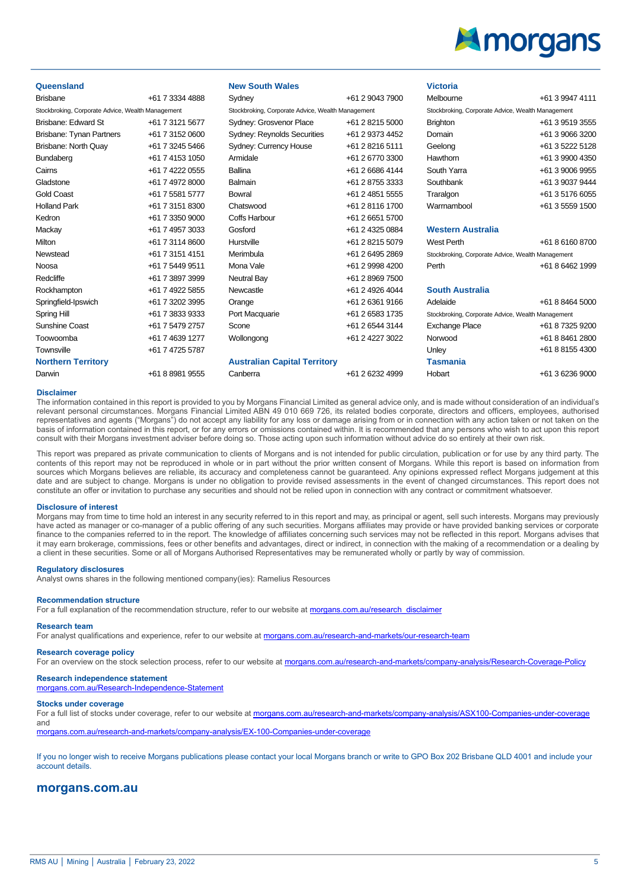morgans

### Queensland

| | |
|---|---|
| Brisbane | +61 7 3334 4888 |
| Stockbroking, Corporate Advice, Wealth Management | |
| Brisbane: Edward St | +61 7 3121 5677 |
| Brisbane: Tynan Partners | +61 7 3152 0600 |
| Brisbane: North Quay | +61 7 3245 5466 |
| Bundaberg | +61 7 4153 1050 |
| Cairns | +61 7 4222 0555 |
| Gladstone | +61 7 4972 8000 |
| Gold Coast | +61 7 5581 5777 |
| Holland Park | +61 7 3151 8300 |
| Kedron | +61 7 3350 9000 |
| Mackay | +61 7 4957 3033 |
| Milton | +61 7 3114 8600 |
| Newstead | +61 7 3151 4151 |
| Noosa | +61 7 5449 9511 |
| Redcliffe | +61 7 3897 3999 |
| Rockhampton | +61 7 4922 5855 |
| Springfield-Ipswich | +61 7 3202 3995 |
| Spring Hill | +61 7 3833 9333 |
| Sunshine Coast | +61 7 5479 2757 |
| Toowoomba | +61 7 4639 1277 |
| Townsville | +61 7 4725 5787 |

### Northern Territory

| | |
|---|---|
| Darwin | +61 8 8981 9555 |

### New South Wales

| | |
|---|---|
| Sydney | +61 2 9043 7900 |
| Stockbroking, Corporate Advice, Wealth Management | |
| Sydney: Grosvenor Place | +61 2 8215 5000 |
| Sydney: Reynolds Securities | +61 2 9373 4452 |
| Sydney: Currency House | +61 2 8216 5111 |
| Armidale | +61 2 6770 3300 |
| Ballina | +61 2 6686 4144 |
| Balmain | +61 2 8755 3333 |
| Bowral | +61 2 4851 5555 |
| Chatswood | +61 2 8116 1700 |
| Coffs Harbour | +61 2 6651 5700 |
| Gosford | +61 2 4325 0884 |
| Hurstville | +61 2 8215 5079 |
| Merimbula | +61 2 6495 2869 |
| Mona Vale | +61 2 9998 4200 |
| Neutral Bay | +61 2 8969 7500 |
| Newcastle | +61 2 4926 4044 |
| Orange | +61 2 6361 9166 |
| Port Macquarie | +61 2 6583 1735 |
| Scone | +61 2 6544 3144 |
| Wollongong | +61 2 4227 3022 |

### Australian Capital Territory

| | |
|---|---|
| Canberra | +61 2 6232 4999 |

### Victoria

| | |
|---|---|
| Melbourne | +61 3 9947 4111 |
| Stockbroking, Corporate Advice, Wealth Management | |
| Brighton | +61 3 9519 3555 |
| Domain | +61 3 9066 3200 |
| Geelong | +61 3 5222 5128 |
| Hawthorn | +61 3 9900 4350 |
| South Yarra | +61 3 9006 9955 |
| Southbank | +61 3 9037 9444 |
| Traralgon | +61 3 5176 6055 |
| Warrnambool | +61 3 5559 1500 |

### Western Australia

| | |
|---|---|
| West Perth | +61 8 6160 8700 |
| Stockbroking, Corporate Advice, Wealth Management | |
| Perth | +61 8 6462 1999 |

### South Australia

| | |
|---|---|
| Adelaide | +61 8 8464 5000 |
| Stockbroking, Corporate Advice, Wealth Management | |
| Exchange Place | +61 8 7325 9200 |
| Norwood | +61 8 8461 2800 |
| Unley | +61 8 8155 4300 |

### Tasmania

| | |
|---|---|
| Hobart | +61 3 6236 9000 |

### Disclaimer

The information contained in this report is provided to you by Morgans Financial Limited as general advice only, and is made without consideration of an individual's relevant personal circumstances. Morgans Financial Limited ABN 49 010 669 726, its related bodies corporate, directors and officers, employees, authorised representatives and agents ("Morgans") do not accept any liability for any loss or damage arising from or in connection with any action taken or not taken on the basis of information contained in this report, or for any errors or omissions contained within. It is recommended that any persons who wish to act upon this report consult with their Morgans investment adviser before doing so. Those acting upon such information without advice do so entirely at their own risk.

This report was prepared as private communication to clients of Morgans and is not intended for public circulation, publication or for use by any third party. The contents of this report may not be reproduced in whole or in part without the prior written consent of Morgans. While this report is based on information from sources which Morgans believes are reliable, its accuracy and completeness cannot be guaranteed. Any opinions expressed reflect Morgans judgement at this date and are subject to change. Morgans is under no obligation to provide revised assessments in the event of changed circumstances. This report does not constitute an offer or invitation to purchase any securities and should not be relied upon in connection with any contract or commitment whatsoever.

### Disclosure of interest

Morgans may from time to time hold an interest in any security referred to in this report and may, as principal or agent, sell such interests. Morgans may previously have acted as manager or co-manager of a public offering of any such securities. Morgans affiliates may provide or have provided banking services or corporate finance to the companies referred to in the report. The knowledge of affiliates concerning such services may not be reflected in this report. Morgans advises that it may earn brokerage, commissions, fees or other benefits and advantages, direct or indirect, in connection with the making of a recommendation or a dealing by a client in these securities. Some or all of Morgans Authorised Representatives may be remunerated wholly or partly by way of commission.

### Regulatory disclosures

Analyst owns shares in the following mentioned company(ies): Ramelius Resources

### Recommendation structure

For a full explanation of the recommendation structure, refer to our website at morgans.com.au/research_disclaimer

### Research team

For analyst qualifications and experience, refer to our website at morgans.com.au/research-and-markets/our-research-team

### Research coverage policy

For an overview on the stock selection process, refer to our website at morgans.com.au/research-and-markets/company-analysis/Research-Coverage-Policy

### Research independence statement

morgans.com.au/Research-Independence-Statement

### Stocks under coverage

For a full list of stocks under coverage, refer to our website at morgans.com.au/research-and-markets/company-analysis/ASX100-Companies-under-coverage and
morgans.com.au/research-and-markets/company-analysis/EX-100-Companies-under-coverage

If you no longer wish to receive Morgans publications please contact your local Morgans branch or write to GPO Box 202 Brisbane QLD 4001 and include your account details.

## morgans.com.au